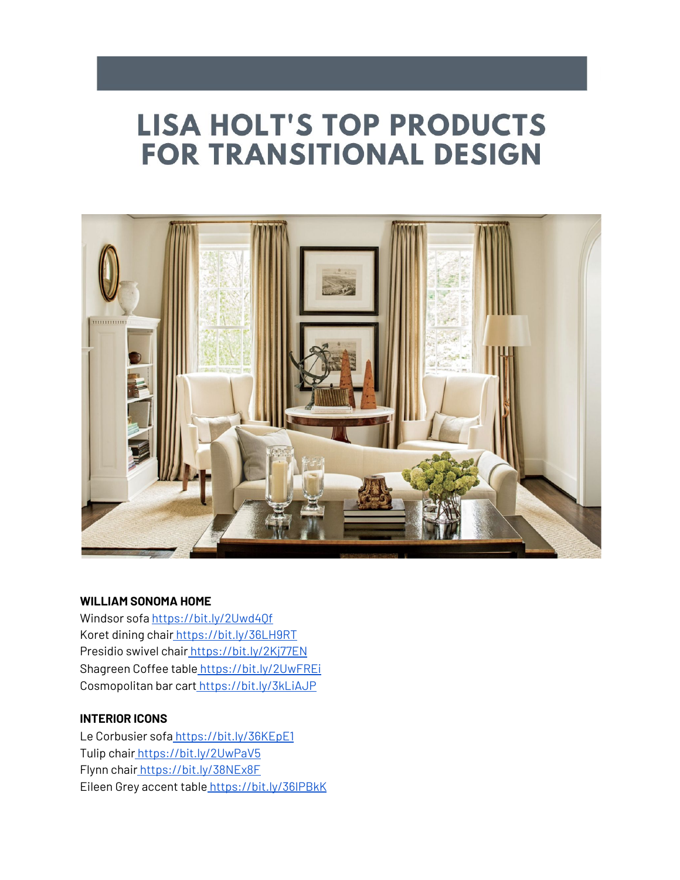# LISA HOLT'S TOP PRODUCTS FOR TRANSITIONAL DESIGN

**WILLIAM SONOMA HOME**

Windsor sofa https://bit.ly/2Uwd4Qf
Koret dining chair https://bit.ly/36LH9RT
Presidio swivel chair https://bit.ly/2Kj77EN
Shagreen Coffee table https://bit.ly/2UwFREi
Cosmopolitan bar cart https://bit.ly/3kLiAJP

**INTERIOR ICONS**

Le Corbusier sofa https://bit.ly/36KEpE1
Tulip chair https://bit.ly/2UwPaV5
Flynn chair https://bit.ly/38NEx8F
Eileen Grey accent table https://bit.ly/36IPBkK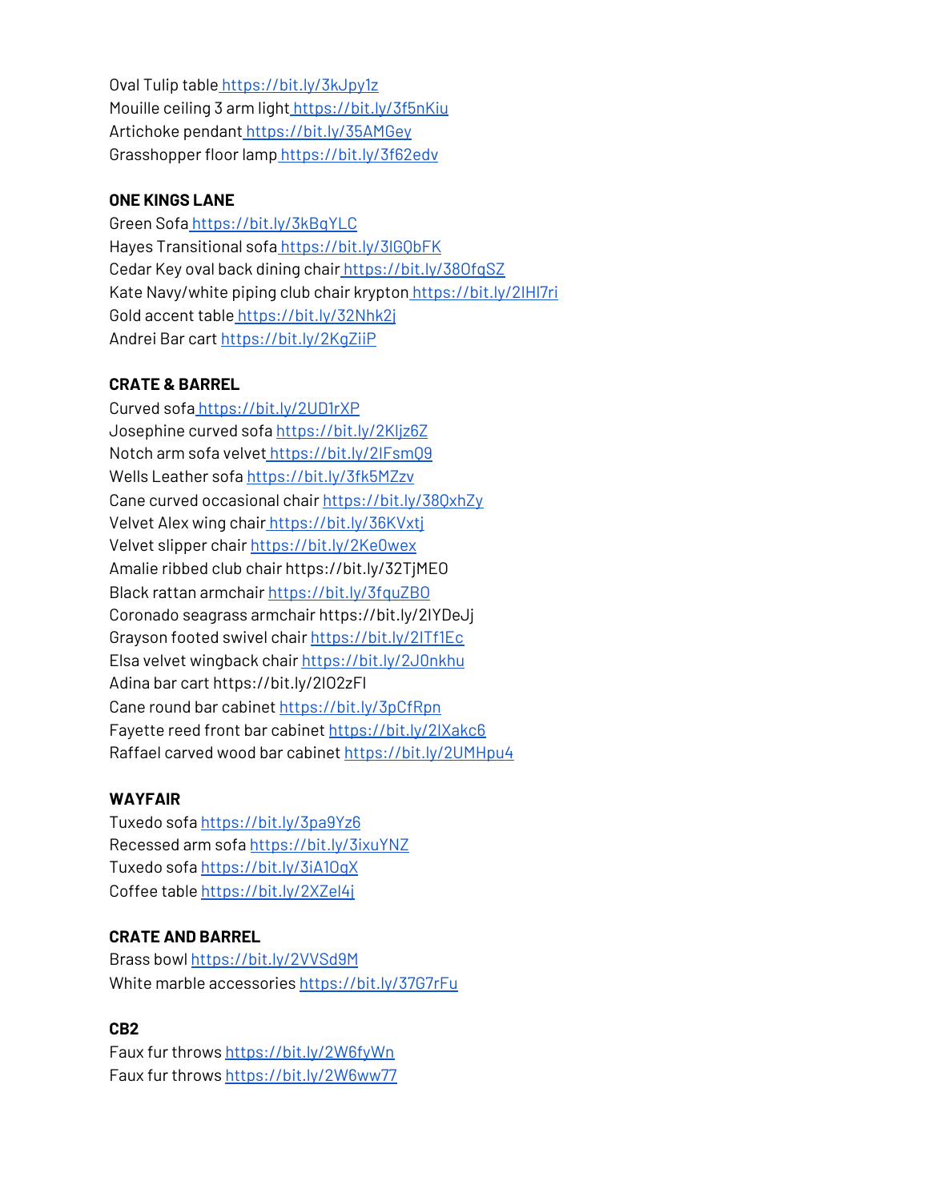Oval Tulip table https://bit.ly/3kJpy1z
Mouille ceiling 3 arm light https://bit.ly/3f5nKiu
Artichoke pendant https://bit.ly/35AMGey
Grasshopper floor lamp https://bit.ly/3f62edv

**ONE KINGS LANE**

Green Sofa https://bit.ly/3kBqYLC
Hayes Transitional sofa https://bit.ly/3lGQbFK
Cedar Key oval back dining chair https://bit.ly/38OfqSZ
Kate Navy/white piping club chair krypton https://bit.ly/2lHl7ri
Gold accent table https://bit.ly/32Nhk2j
Andrei Bar cart https://bit.ly/2KgZiiP

**CRATE & BARREL**

Curved sofa https://bit.ly/2UD1rXP
Josephine curved sofa https://bit.ly/2Kljz6Z
Notch arm sofa velvet https://bit.ly/2lFsmQ9
Wells Leather sofa https://bit.ly/3fk5MZzv
Cane curved occasional chair https://bit.ly/38QxhZy
Velvet Alex wing chair https://bit.ly/36KVxtj
Velvet slipper chair https://bit.ly/2Ke0wex
Amalie ribbed club chair https://bit.ly/32TjMEO
Black rattan armchair https://bit.ly/3fquZBO
Coronado seagrass armchair https://bit.ly/2lYDeJj
Grayson footed swivel chair https://bit.ly/2lTf1Ec
Elsa velvet wingback chair https://bit.ly/2J0nkhu
Adina bar cart https://bit.ly/2lO2zFl
Cane round bar cabinet https://bit.ly/3pCfRpn
Fayette reed front bar cabinet https://bit.ly/2lXakc6
Raffael carved wood bar cabinet https://bit.ly/2UMHpu4

**WAYFAIR**

Tuxedo sofa https://bit.ly/3pa9Yz6
Recessed arm sofa https://bit.ly/3ixuYNZ
Tuxedo sofa https://bit.ly/3iA1OqX
Coffee table https://bit.ly/2XZel4j

**CRATE AND BARREL**

Brass bowl https://bit.ly/2VVSd9M
White marble accessories https://bit.ly/37G7rFu

**CB2**

Faux fur throws https://bit.ly/2W6fyWn
Faux fur throws https://bit.ly/2W6ww77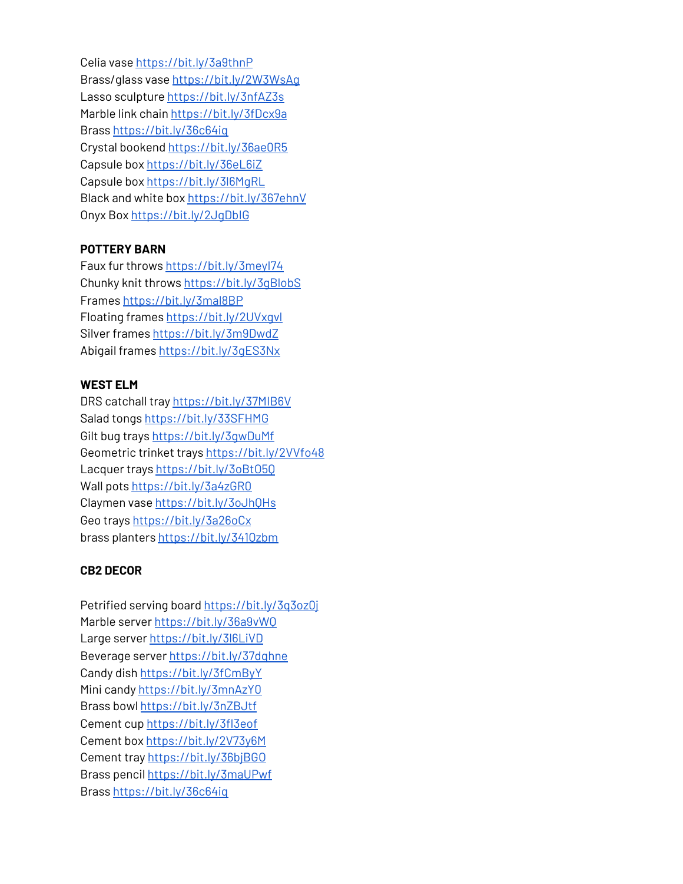Celia vase [https://bit.ly/3a9thnP](https://bit.ly/3a9thnP)
Brass/glass vase [https://bit.ly/2W3WsAg](https://bit.ly/2W3WsAg)
Lasso sculpture [https://bit.ly/3nfAZ3s](https://bit.ly/3nfAZ3s)
Marble link chain [https://bit.ly/3fDcx9a](https://bit.ly/3fDcx9a)
Brass [https://bit.ly/36c64iq](https://bit.ly/36c64iq)
Crystal bookend [https://bit.ly/36ae0R5](https://bit.ly/36ae0R5)
Capsule box [https://bit.ly/36eL6iZ](https://bit.ly/36eL6iZ)
Capsule box [https://bit.ly/3l6MgRL](https://bit.ly/3l6MgRL)
Black and white box [https://bit.ly/367ehnV](https://bit.ly/367ehnV)
Onyx Box [https://bit.ly/2JgDblG](https://bit.ly/2JgDblG)

**POTTERY BARN**

Faux fur throws [https://bit.ly/3meyl74](https://bit.ly/3meyl74)
Chunky knit throws [https://bit.ly/3gBlobS](https://bit.ly/3gBlobS)
Frames [https://bit.ly/3maI8BP](https://bit.ly/3maI8BP)
Floating frames [https://bit.ly/2UVxgvl](https://bit.ly/2UVxgvl)
Silver frames [https://bit.ly/3m9DwdZ](https://bit.ly/3m9DwdZ)
Abigail frames [https://bit.ly/3gES3Nx](https://bit.ly/3gES3Nx)

**WEST ELM**

DRS catchall tray [https://bit.ly/37MIB6V](https://bit.ly/37MIB6V)
Salad tongs [https://bit.ly/33SFHMG](https://bit.ly/33SFHMG)
Gilt bug trays [https://bit.ly/3gwDuMf](https://bit.ly/3gwDuMf)
Geometric trinket trays [https://bit.ly/2VVfo48](https://bit.ly/2VVfo48)
Lacquer trays [https://bit.ly/3oBtO5Q](https://bit.ly/3oBtO5Q)
Wall pots [https://bit.ly/3a4zGR0](https://bit.ly/3a4zGR0)
Claymen vase [https://bit.ly/3oJhQHs](https://bit.ly/3oJhQHs)
Geo trays [https://bit.ly/3a26oCx](https://bit.ly/3a26oCx)
brass planters [https://bit.ly/341Qzbm](https://bit.ly/341Qzbm)

**CB2 DECOR**

Petrified serving board [https://bit.ly/3q3oz0j](https://bit.ly/3q3oz0j)
Marble server [https://bit.ly/36a9vWQ](https://bit.ly/36a9vWQ)
Large server [https://bit.ly/3l6LiVD](https://bit.ly/3l6LiVD)
Beverage server [https://bit.ly/37dqhne](https://bit.ly/37dqhne)
Candy dish [https://bit.ly/3fCmByY](https://bit.ly/3fCmByY)
Mini candy [https://bit.ly/3mnAzY0](https://bit.ly/3mnAzY0)
Brass bowl [https://bit.ly/3nZBJtf](https://bit.ly/3nZBJtf)
Cement cup [https://bit.ly/3fl3eof](https://bit.ly/3fl3eof)
Cement box [https://bit.ly/2V73y6M](https://bit.ly/2V73y6M)
Cement tray [https://bit.ly/36bjBGO](https://bit.ly/36bjBGO)
Brass pencil [https://bit.ly/3maUPwf](https://bit.ly/3maUPwf)
Brass [https://bit.ly/36c64iq](https://bit.ly/36c64iq)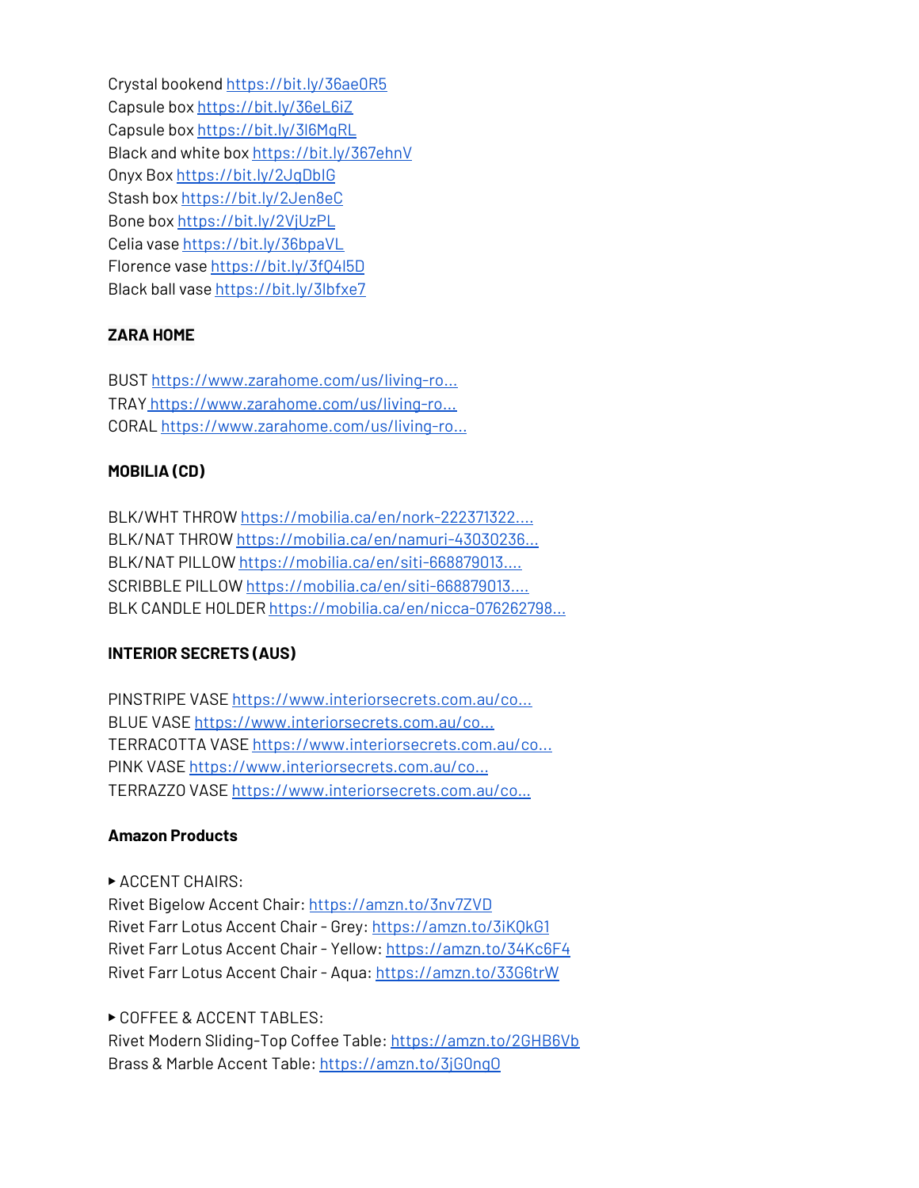Crystal bookend https://bit.ly/36ae0R5
Capsule box https://bit.ly/36eL6iZ
Capsule box https://bit.ly/3l6MqRL
Black and white box https://bit.ly/367ehnV
Onyx Box https://bit.ly/2JgDbIG
Stash box https://bit.ly/2Jen8eC
Bone box https://bit.ly/2VjUzPL
Celia vase https://bit.ly/36bpaVL
Florence vase https://bit.ly/3fQ4I5D
Black ball vase https://bit.ly/3lbfxe7

**ZARA HOME**

BUST https://www.zarahome.com/us/living-ro...
TRAY https://www.zarahome.com/us/living-ro...
CORAL https://www.zarahome.com/us/living-ro...

**MOBILIA (CD)**

BLK/WHT THROW https://mobilia.ca/en/nork-222371322....
BLK/NAT THROW https://mobilia.ca/en/namuri-43030236...
BLK/NAT PILLOW https://mobilia.ca/en/siti-668879013....
SCRIBBLE PILLOW https://mobilia.ca/en/siti-668879013....
BLK CANDLE HOLDER https://mobilia.ca/en/nicca-076262798...

**INTERIOR SECRETS (AUS)**

PINSTRIPE VASE https://www.interiorsecrets.com.au/co...
BLUE VASE https://www.interiorsecrets.com.au/co...
TERRACOTTA VASE https://www.interiorsecrets.com.au/co...
PINK VASE https://www.interiorsecrets.com.au/co...
TERRAZZO VASE https://www.interiorsecrets.com.au/co...

**Amazon Products**

▸ ACCENT CHAIRS:
Rivet Bigelow Accent Chair: https://amzn.to/3nv7ZVD
Rivet Farr Lotus Accent Chair - Grey: https://amzn.to/3iKQkG1
Rivet Farr Lotus Accent Chair - Yellow: https://amzn.to/34Kc6F4
Rivet Farr Lotus Accent Chair - Aqua: https://amzn.to/33G6trW

▸ COFFEE & ACCENT TABLES:
Rivet Modern Sliding-Top Coffee Table: https://amzn.to/2GHB6Vb
Brass & Marble Accent Table: https://amzn.to/3jG0nq0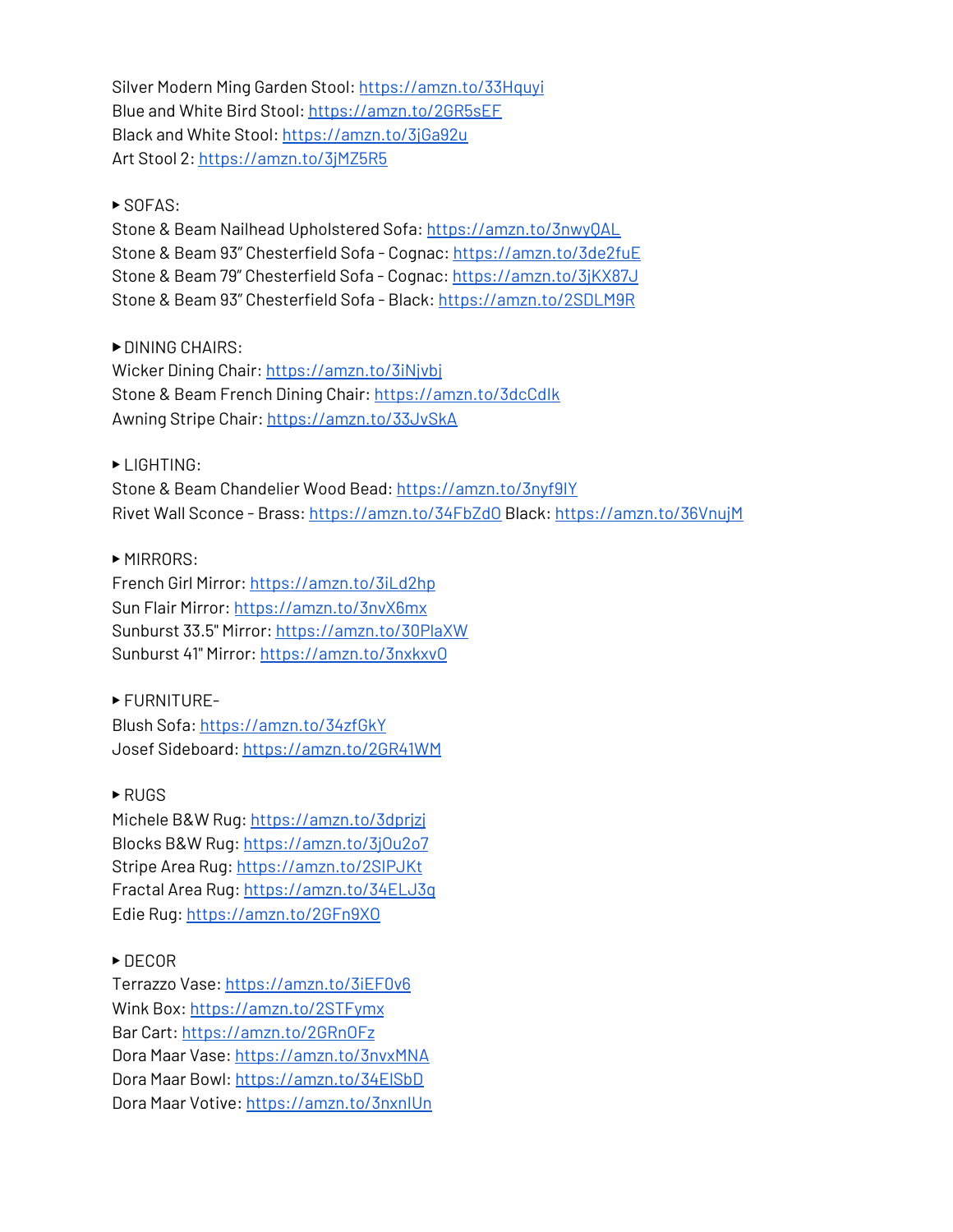Silver Modern Ming Garden Stool: https://amzn.to/33Hquyi
Blue and White Bird Stool: https://amzn.to/2GR5sEF
Black and White Stool: https://amzn.to/3jGa92u
Art Stool 2: https://amzn.to/3jMZ5R5

▸ SOFAS:
Stone & Beam Nailhead Upholstered Sofa: https://amzn.to/3nwyQAL
Stone & Beam 93" Chesterfield Sofa - Cognac: https://amzn.to/3de2fuE
Stone & Beam 79" Chesterfield Sofa - Cognac: https://amzn.to/3jKX87J
Stone & Beam 93" Chesterfield Sofa - Black: https://amzn.to/2SDLM9R

▸ DINING CHAIRS:
Wicker Dining Chair: https://amzn.to/3iNjvbj
Stone & Beam French Dining Chair: https://amzn.to/3dcCdlk
Awning Stripe Chair: https://amzn.to/33JvSkA

▸ LIGHTING:
Stone & Beam Chandelier Wood Bead: https://amzn.to/3nyf9lY
Rivet Wall Sconce - Brass: https://amzn.to/34FbZdO Black: https://amzn.to/36VnujM

▸ MIRRORS:
French Girl Mirror: https://amzn.to/3iLd2hp
Sun Flair Mirror: https://amzn.to/3nvX6mx
Sunburst 33.5" Mirror: https://amzn.to/30PlaXW
Sunburst 41" Mirror: https://amzn.to/3nxkxvO

▸ FURNITURE-
Blush Sofa: https://amzn.to/34zfGkY
Josef Sideboard: https://amzn.to/2GR41WM

▸ RUGS
Michele B&W Rug: https://amzn.to/3dprjzj
Blocks B&W Rug: https://amzn.to/3jOu2o7
Stripe Area Rug: https://amzn.to/2SIPJKt
Fractal Area Rug: https://amzn.to/34ELJ3g
Edie Rug: https://amzn.to/2GFn9XO

▸ DECOR
Terrazzo Vase: https://amzn.to/3iEF0v6
Wink Box: https://amzn.to/2STFymx
Bar Cart: https://amzn.to/2GRnOFz
Dora Maar Vase: https://amzn.to/3nvxMNA
Dora Maar Bowl: https://amzn.to/34ElSbD
Dora Maar Votive: https://amzn.to/3nxnlUn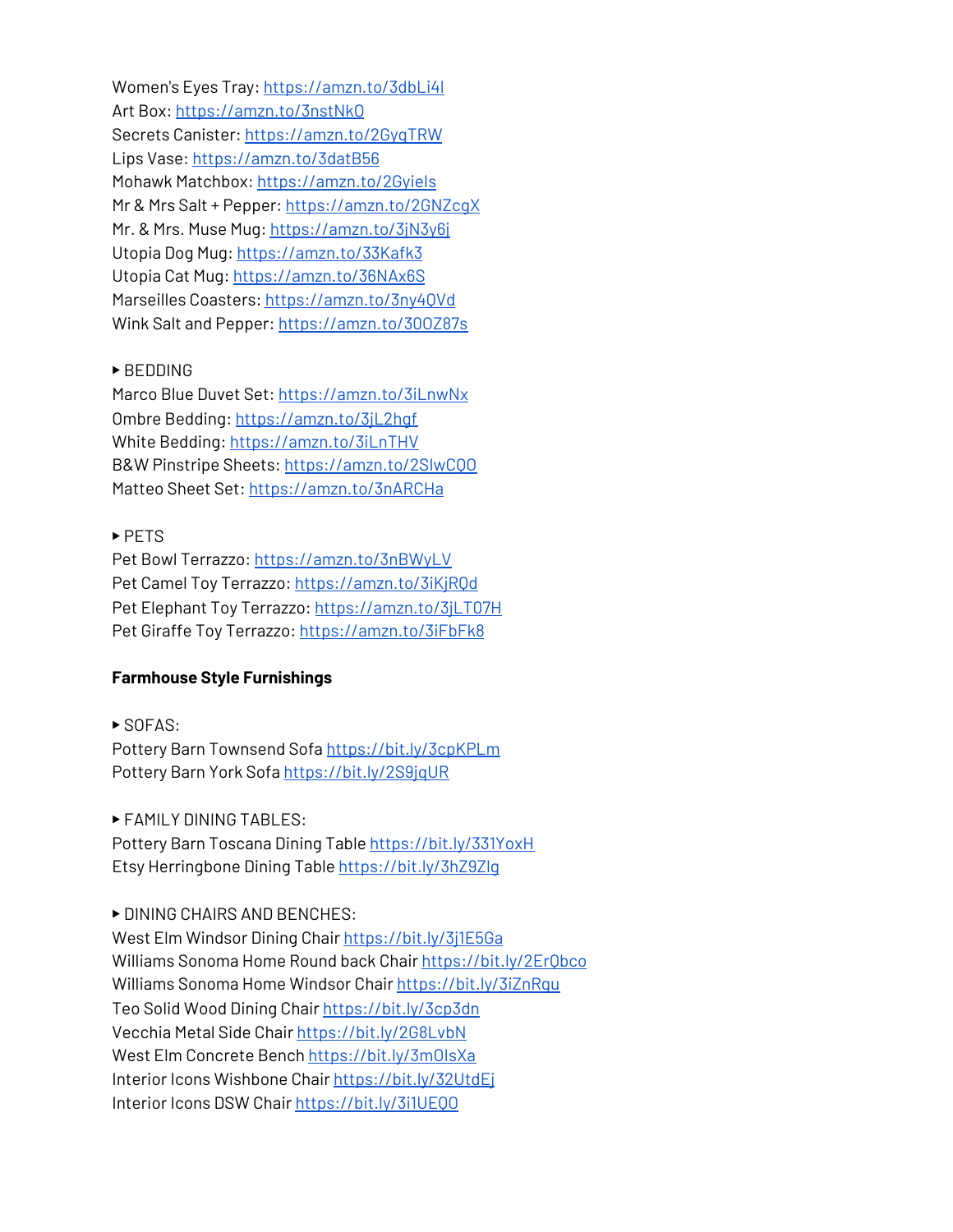Women's Eyes Tray: https://amzn.to/3dbLi4l
Art Box: https://amzn.to/3nstNkO
Secrets Canister: https://amzn.to/2GyqTRW
Lips Vase: https://amzn.to/3datB56
Mohawk Matchbox: https://amzn.to/2Gyiels
Mr & Mrs Salt + Pepper: https://amzn.to/2GNZcgX
Mr. & Mrs. Muse Mug: https://amzn.to/3jN3y6j
Utopia Dog Mug: https://amzn.to/33Kafk3
Utopia Cat Mug: https://amzn.to/36NAx6S
Marseilles Coasters: https://amzn.to/3ny4QVd
Wink Salt and Pepper: https://amzn.to/30OZ87s

▸ BEDDING
Marco Blue Duvet Set: https://amzn.to/3iLnwNx
Ombre Bedding: https://amzn.to/3jL2hgf
White Bedding: https://amzn.to/3iLnTHV
B&W Pinstripe Sheets: https://amzn.to/2SlwCQO
Matteo Sheet Set: https://amzn.to/3nARCHa

▸ PETS
Pet Bowl Terrazzo: https://amzn.to/3nBWyLV
Pet Camel Toy Terrazzo: https://amzn.to/3iKjRQd
Pet Elephant Toy Terrazzo: https://amzn.to/3jLT07H
Pet Giraffe Toy Terrazzo: https://amzn.to/3iFbFk8

**Farmhouse Style Furnishings**

▸ SOFAS:
Pottery Barn Townsend Sofa https://bit.ly/3cpKPLm
Pottery Barn York Sofa https://bit.ly/2S9jqUR

▸ FAMILY DINING TABLES:
Pottery Barn Toscana Dining Table https://bit.ly/331YoxH
Etsy Herringbone Dining Table https://bit.ly/3hZ9Zlg

▸ DINING CHAIRS AND BENCHES:
West Elm Windsor Dining Chair https://bit.ly/3j1E5Ga
Williams Sonoma Home Round back Chair https://bit.ly/2ErQbco
Williams Sonoma Home Windsor Chair https://bit.ly/3iZnRgu
Teo Solid Wood Dining Chair https://bit.ly/3cp3dn
Vecchia Metal Side Chair https://bit.ly/2G8LvbN
West Elm Concrete Bench https://bit.ly/3mOlsXa
Interior Icons Wishbone Chair https://bit.ly/32UtdEj
Interior Icons DSW Chair https://bit.ly/3i1UEQO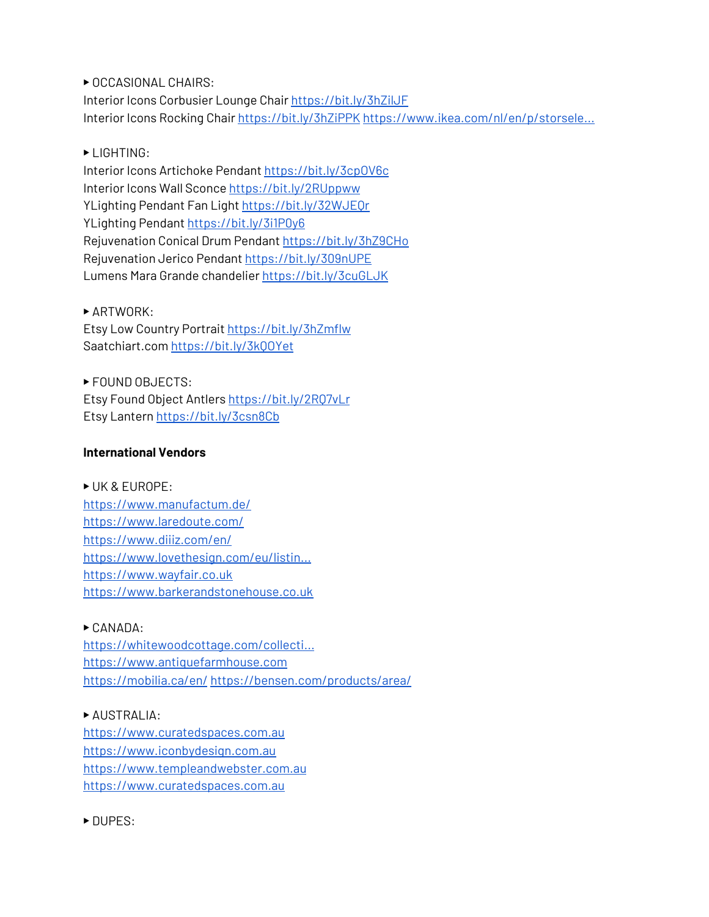▸ OCCASIONAL CHAIRS:
Interior Icons Corbusier Lounge Chair https://bit.ly/3hZilJF
Interior Icons Rocking Chair https://bit.ly/3hZiPPK https://www.ikea.com/nl/en/p/storsele...

▸ LIGHTING:
Interior Icons Artichoke Pendant https://bit.ly/3cpOV6c
Interior Icons Wall Sconce https://bit.ly/2RUppww
YLighting Pendant Fan Light https://bit.ly/32WJEQr
YLighting Pendant https://bit.ly/3i1POy6
Rejuvenation Conical Drum Pendant https://bit.ly/3hZ9CHo
Rejuvenation Jerico Pendant https://bit.ly/309nUPE
Lumens Mara Grande chandelier https://bit.ly/3cuGLJK

▸ ARTWORK:
Etsy Low Country Portrait https://bit.ly/3hZmflw
Saatchiart.com https://bit.ly/3kQOYet

▸ FOUND OBJECTS:
Etsy Found Object Antlers https://bit.ly/2RQ7vLr
Etsy Lantern https://bit.ly/3csn8Cb

**International Vendors**

▸ UK & EUROPE:
https://www.manufactum.de/
https://www.laredoute.com/
https://www.diiiz.com/en/
https://www.lovethesign.com/eu/listin...
https://www.wayfair.co.uk
https://www.barkerandstonehouse.co.uk

▸ CANADA:
https://whitewoodcottage.com/collecti...
https://www.antiquefarmhouse.com
https://mobilia.ca/en/ https://bensen.com/products/area/

▸ AUSTRALIA:
https://www.curatedspaces.com.au
https://www.iconbydesign.com.au
https://www.templeandwebster.com.au
https://www.curatedspaces.com.au

▸ DUPES: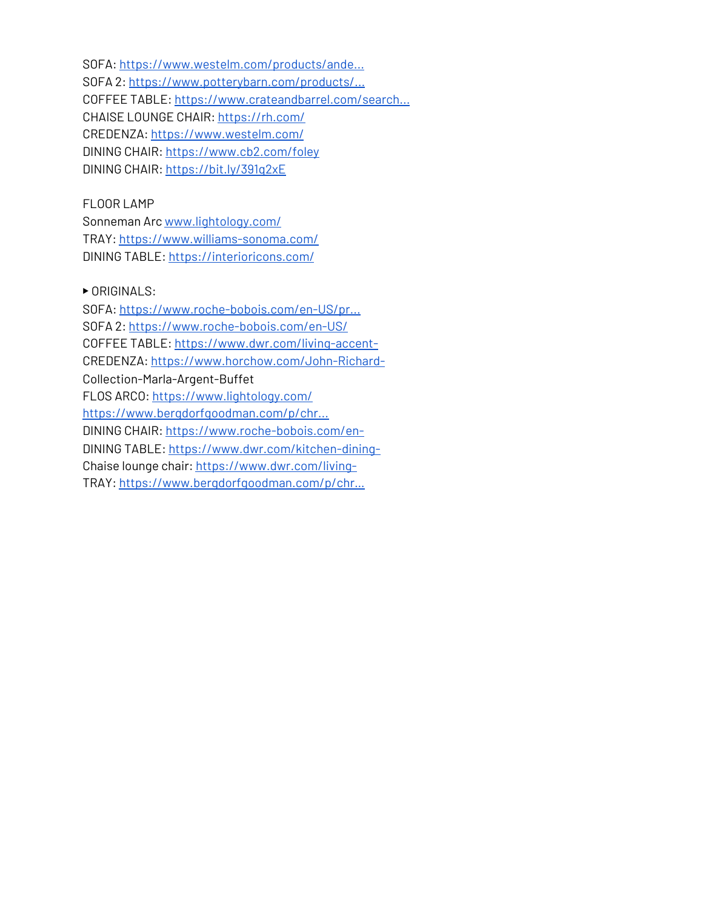SOFA: https://www.westelm.com/products/ande...
SOFA 2: https://www.potterybarn.com/products/...
COFFEE TABLE: https://www.crateandbarrel.com/search...
CHAISE LOUNGE CHAIR: https://rh.com/
CREDENZA: https://www.westelm.com/
DINING CHAIR: https://www.cb2.com/foley
DINING CHAIR: https://bit.ly/391q2xE

FLOOR LAMP
Sonneman Arc www.lightology.com/
TRAY: https://www.williams-sonoma.com/
DINING TABLE: https://interioricons.com/

▸ ORIGINALS:
SOFA: https://www.roche-bobois.com/en-US/pr...
SOFA 2: https://www.roche-bobois.com/en-US/
COFFEE TABLE: https://www.dwr.com/living-accent-
CREDENZA: https://www.horchow.com/John-Richard-
Collection-Marla-Argent-Buffet
FLOS ARCO: https://www.lightology.com/
https://www.bergdorfgoodman.com/p/chr...
DINING CHAIR: https://www.roche-bobois.com/en-
DINING TABLE: https://www.dwr.com/kitchen-dining-
Chaise lounge chair: https://www.dwr.com/living-
TRAY: https://www.bergdorfgoodman.com/p/chr...